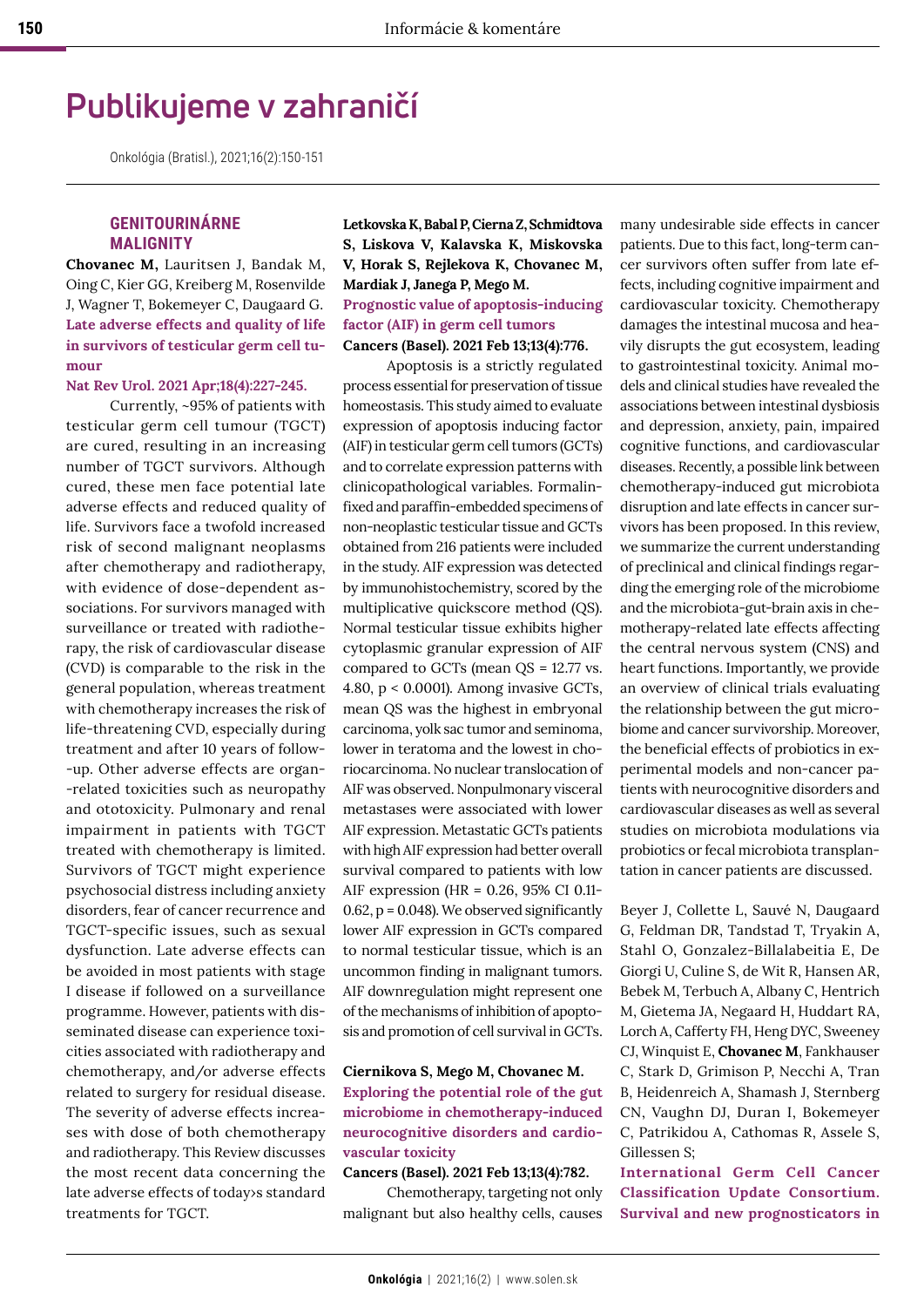# Publikujeme v zahraničí

Onkológia (Bratisl.), 2021;16(2):150-151

## GENITOURINÁRNE MALIGNITY

**Chovanec M,** Lauritsen J, Bandak M, Oing C, Kier GG, Kreiberg M, Rosenvilde J, Wagner T, Bokemeyer C, Daugaard G.

**Late adverse effects and quality of life in survivors of testicular germ cell tumour**

**Nat Rev Urol. 2021 Apr;18(4):227-245.**

Currently, ~95% of patients with testicular germ cell tumour (TGCT) are cured, resulting in an increasing number of TGCT survivors. Although cured, these men face potential late adverse effects and reduced quality of life. Survivors face a twofold increased risk of second malignant neoplasms after chemotherapy and radiotherapy, with evidence of dose-dependent associations. For survivors managed with surveillance or treated with radiotherapy, the risk of cardiovascular disease (CVD) is comparable to the risk in the general population, whereas treatment with chemotherapy increases the risk of life-threatening CVD, especially during treatment and after 10 years of follow--up. Other adverse effects are organ--related toxicities such as neuropathy and ototoxicity. Pulmonary and renal impairment in patients with TGCT treated with chemotherapy is limited. Survivors of TGCT might experience psychosocial distress including anxiety disorders, fear of cancer recurrence and TGCT-specific issues, such as sexual dysfunction. Late adverse effects can be avoided in most patients with stage I disease if followed on a surveillance programme. However, patients with disseminated disease can experience toxicities associated with radiotherapy and chemotherapy, and/or adverse effects related to surgery for residual disease. The severity of adverse effects increases with dose of both chemotherapy and radiotherapy. This Review discusses the most recent data concerning the late adverse effects of today›s standard treatments for TGCT.

**Letkovska K, Babal P, Cierna Z, Schmidtova S, Liskova V, Kalavska K, Miskovska V, Horak S, Rejlekova K, Chovanec M, Mardiak J, Janega P, Mego M.**

**Prognostic value of apoptosis-inducing factor (AIF) in germ cell tumors**

**Cancers (Basel). 2021 Feb 13;13(4):776.**

Apoptosis is a strictly regulated process essential for preservation of tissue homeostasis. This study aimed to evaluate expression of apoptosis inducing factor (AIF) in testicular germ cell tumors (GCTs) and to correlate expression patterns with clinicopathological variables. Formalin-fixed and paraffin-embedded specimens of non-neoplastic testicular tissue and GCTs obtained from 216 patients were included in the study. AIF expression was detected by immunohistochemistry, scored by the multiplicative quickscore method (QS). Normal testicular tissue exhibits higher cytoplasmic granular expression of AIF compared to GCTs (mean QS = 12.77 vs. 4.80, $p < 0.0001$). Among invasive GCTs, mean QS was the highest in embryonal carcinoma, yolk sac tumor and seminoma, lower in teratoma and the lowest in choriocarcinoma. No nuclear translocation of AIF was observed. Nonpulmonary visceral metastases were associated with lower AIF expression. Metastatic GCTs patients with high AIF expression had better overall survival compared to patients with low AIF expression (HR = 0.26, 95% CI 0.11-0.62, $p = 0.048$). We observed significantly lower AIF expression in GCTs compared to normal testicular tissue, which is an uncommon finding in malignant tumors. AIF downregulation might represent one of the mechanisms of inhibition of apoptosis and promotion of cell survival in GCTs.

**Ciernikova S, Mego M, Chovanec M.**

**Exploring the potential role of the gut microbiome in chemotherapy-induced neurocognitive disorders and cardiovascular toxicity**

**Cancers (Basel). 2021 Feb 13;13(4):782.**

Chemotherapy, targeting not only malignant but also healthy cells, causes many undesirable side effects in cancer patients. Due to this fact, long-term cancer survivors often suffer from late effects, including cognitive impairment and cardiovascular toxicity. Chemotherapy damages the intestinal mucosa and heavily disrupts the gut ecosystem, leading to gastrointestinal toxicity. Animal models and clinical studies have revealed the associations between intestinal dysbiosis and depression, anxiety, pain, impaired cognitive functions, and cardiovascular diseases. Recently, a possible link between chemotherapy-induced gut microbiota disruption and late effects in cancer survivors has been proposed. In this review, we summarize the current understanding of preclinical and clinical findings regarding the emerging role of the microbiome and the microbiota-gut-brain axis in chemotherapy-related late effects affecting the central nervous system (CNS) and heart functions. Importantly, we provide an overview of clinical trials evaluating the relationship between the gut microbiome and cancer survivorship. Moreover, the beneficial effects of probiotics in experimental models and non-cancer patients with neurocognitive disorders and cardiovascular diseases as well as several studies on microbiota modulations via probiotics or fecal microbiota transplantation in cancer patients are discussed.

Beyer J, Collette L, Sauvé N, Daugaard G, Feldman DR, Tandstad T, Tryakin A, Stahl O, Gonzalez-Billalabeitia E, De Giorgi U, Culine S, de Wit R, Hansen AR, Bebek M, Terbuch A, Albany C, Hentrich M, Gietema JA, Negaard H, Huddart RA, Lorch A, Cafferty FH, Heng DYC, Sweeney CJ, Winquist E, **Chovanec M**, Fankhauser C, Stark D, Grimison P, Necchi A, Tran B, Heidenreich A, Shamash J, Sternberg CN, Vaughn DJ, Duran I, Bokemeyer C, Patrikidou A, Cathomas R, Assele S, Gillessen S;

**International Germ Cell Cancer Classification Update Consortium. Survival and new prognosticators in**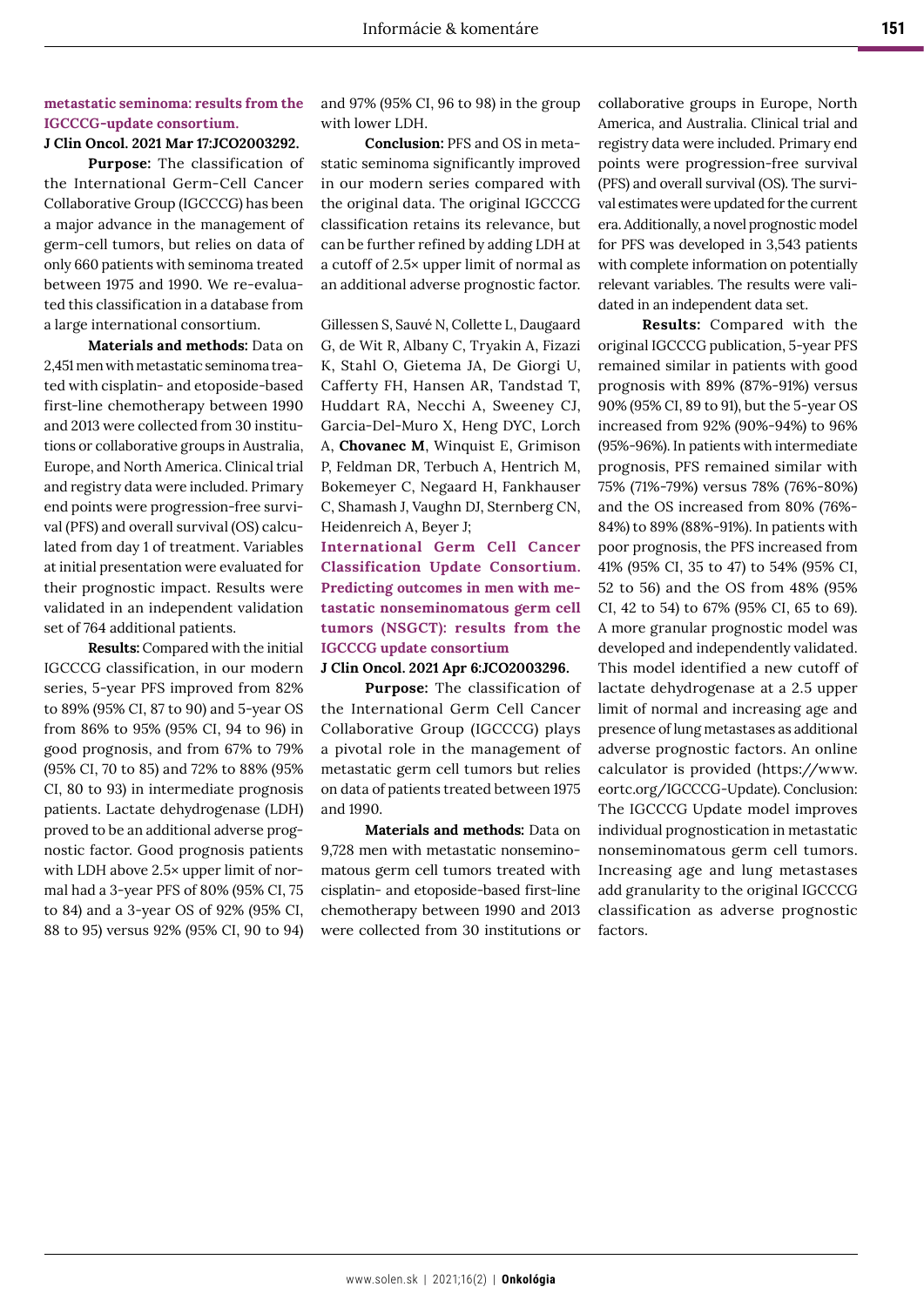**metastatic seminoma: results from the IGCCCG-update consortium.**

**J Clin Oncol. 2021 Mar 17:JCO2003292.**

**Purpose:** The classification of the International Germ-Cell Cancer Collaborative Group (IGCCCG) has been a major advance in the management of germ-cell tumors, but relies on data of only 660 patients with seminoma treated between 1975 and 1990. We re-evaluated this classification in a database from a large international consortium.

**Materials and methods:** Data on 2,451 men with metastatic seminoma treated with cisplatin- and etoposide-based first-line chemotherapy between 1990 and 2013 were collected from 30 institutions or collaborative groups in Australia, Europe, and North America. Clinical trial and registry data were included. Primary end points were progression-free survival (PFS) and overall survival (OS) calculated from day 1 of treatment. Variables at initial presentation were evaluated for their prognostic impact. Results were validated in an independent validation set of 764 additional patients.

**Results:** Compared with the initial IGCCCG classification, in our modern series, 5-year PFS improved from 82% to 89% (95% CI, 87 to 90) and 5-year OS from 86% to 95% (95% CI, 94 to 96) in good prognosis, and from 67% to 79% (95% CI, 70 to 85) and 72% to 88% (95% CI, 80 to 93) in intermediate prognosis patients. Lactate dehydrogenase (LDH) proved to be an additional adverse prognostic factor. Good prognosis patients with LDH above 2.5× upper limit of normal had a 3-year PFS of 80% (95% CI, 75 to 84) and a 3-year OS of 92% (95% CI, 88 to 95) versus 92% (95% CI, 90 to 94) and 97% (95% CI, 96 to 98) in the group with lower LDH.

**Conclusion:** PFS and OS in metastatic seminoma significantly improved in our modern series compared with the original data. The original IGCCCG classification retains its relevance, but can be further refined by adding LDH at a cutoff of 2.5× upper limit of normal as an additional adverse prognostic factor.

Gillessen S, Sauvé N, Collette L, Daugaard G, de Wit R, Albany C, Tryakin A, Fizazi K, Stahl O, Gietema JA, De Giorgi U, Cafferty FH, Hansen AR, Tandstad T, Huddart RA, Necchi A, Sweeney CJ, Garcia-Del-Muro X, Heng DYC, Lorch A, **Chovanec M**, Winquist E, Grimison P, Feldman DR, Terbuch A, Hentrich M, Bokemeyer C, Negaard H, Fankhauser C, Shamash J, Vaughn DJ, Sternberg CN, Heidenreich A, Beyer J;

**International Germ Cell Cancer Classification Update Consortium. Predicting outcomes in men with metastatic nonseminomatous germ cell tumors (NSGCT): results from the IGCCCG update consortium**

**J Clin Oncol. 2021 Apr 6:JCO2003296.**

**Purpose:** The classification of the International Germ Cell Cancer Collaborative Group (IGCCCG) plays a pivotal role in the management of metastatic germ cell tumors but relies on data of patients treated between 1975 and 1990.

**Materials and methods:** Data on 9,728 men with metastatic nonseminomatous germ cell tumors treated with cisplatin- and etoposide-based first-line chemotherapy between 1990 and 2013 were collected from 30 institutions or collaborative groups in Europe, North America, and Australia. Clinical trial and registry data were included. Primary end points were progression-free survival (PFS) and overall survival (OS). The survival estimates were updated for the current era. Additionally, a novel prognostic model for PFS was developed in 3,543 patients with complete information on potentially relevant variables. The results were validated in an independent data set.

**Results:** Compared with the original IGCCCG publication, 5-year PFS remained similar in patients with good prognosis with 89% (87%-91%) versus 90% (95% CI, 89 to 91), but the 5-year OS increased from 92% (90%-94%) to 96% (95%-96%). In patients with intermediate prognosis, PFS remained similar with 75% (71%-79%) versus 78% (76%-80%) and the OS increased from 80% (76%-84%) to 89% (88%-91%). In patients with poor prognosis, the PFS increased from 41% (95% CI, 35 to 47) to 54% (95% CI, 52 to 56) and the OS from 48% (95% CI, 42 to 54) to 67% (95% CI, 65 to 69). A more granular prognostic model was developed and independently validated. This model identified a new cutoff of lactate dehydrogenase at a 2.5 upper limit of normal and increasing age and presence of lung metastases as additional adverse prognostic factors. An online calculator is provided (https://www.eortc.org/IGCCCG-Update). Conclusion: The IGCCCG Update model improves individual prognostication in metastatic nonseminomatous germ cell tumors. Increasing age and lung metastases add granularity to the original IGCCCG classification as adverse prognostic factors.